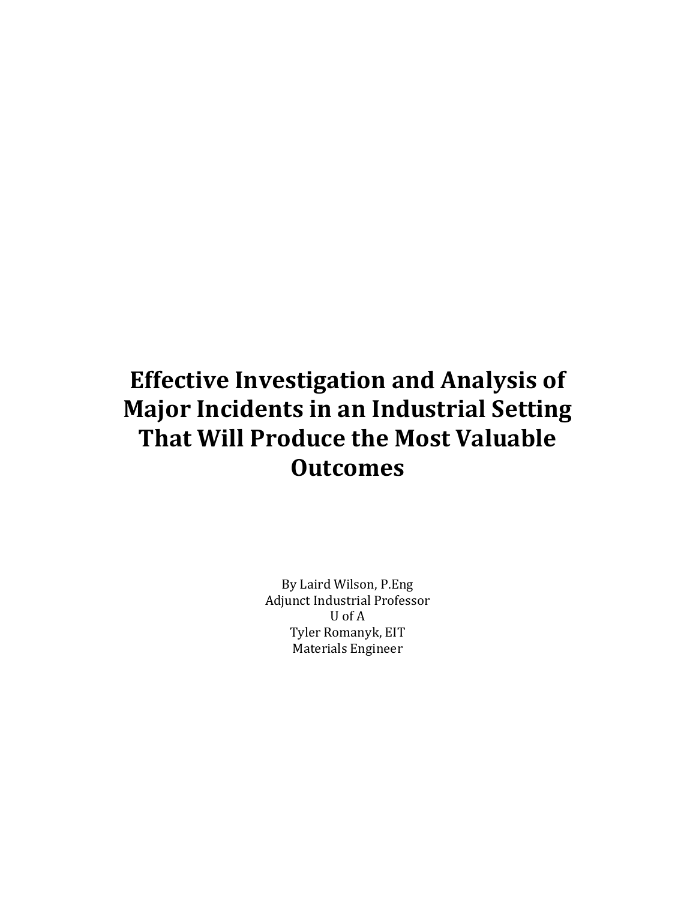# Effective Investigation and Analysis of Major Incidents in an Industrial Setting That Will Produce the Most Valuable Outcomes

By Laird Wilson, P.Eng
Adjunct Industrial Professor
U of A
Tyler Romanyk, EIT
Materials Engineer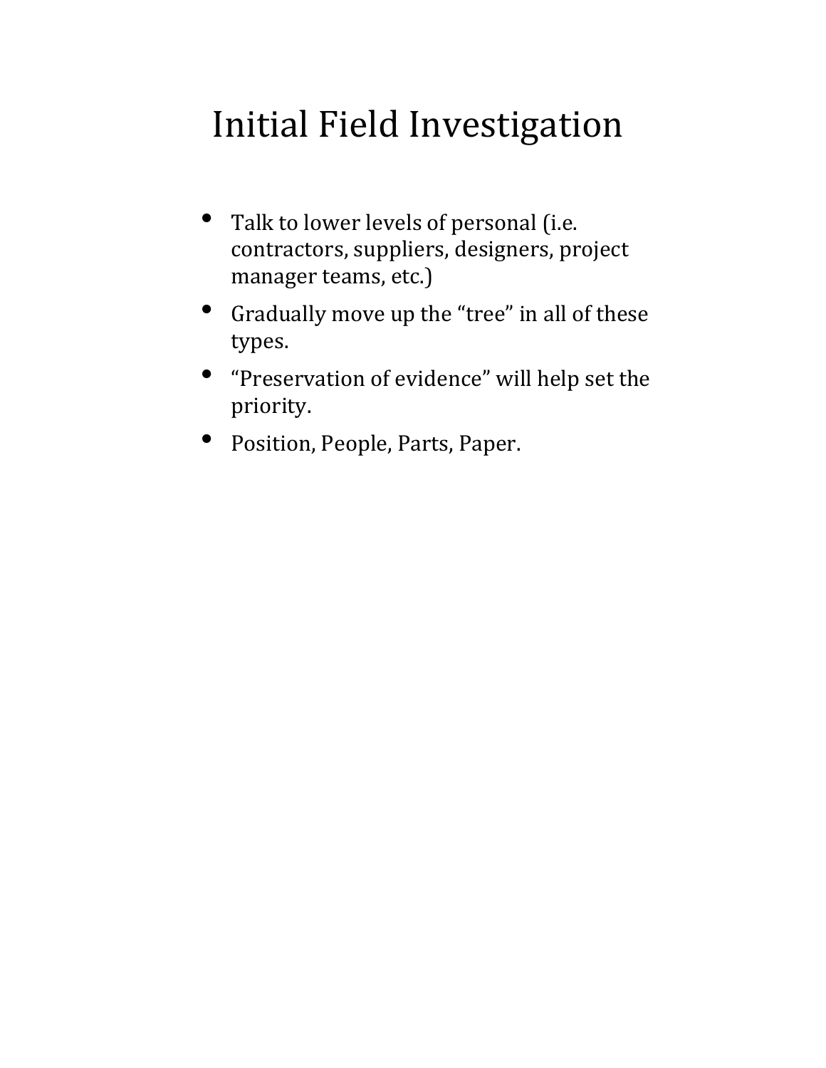# Initial Field Investigation

- Talk to lower levels of personal (i.e. contractors, suppliers, designers, project manager teams, etc.)
- Gradually move up the “tree” in all of these types.
- “Preservation of evidence” will help set the priority.
- Position, People, Parts, Paper.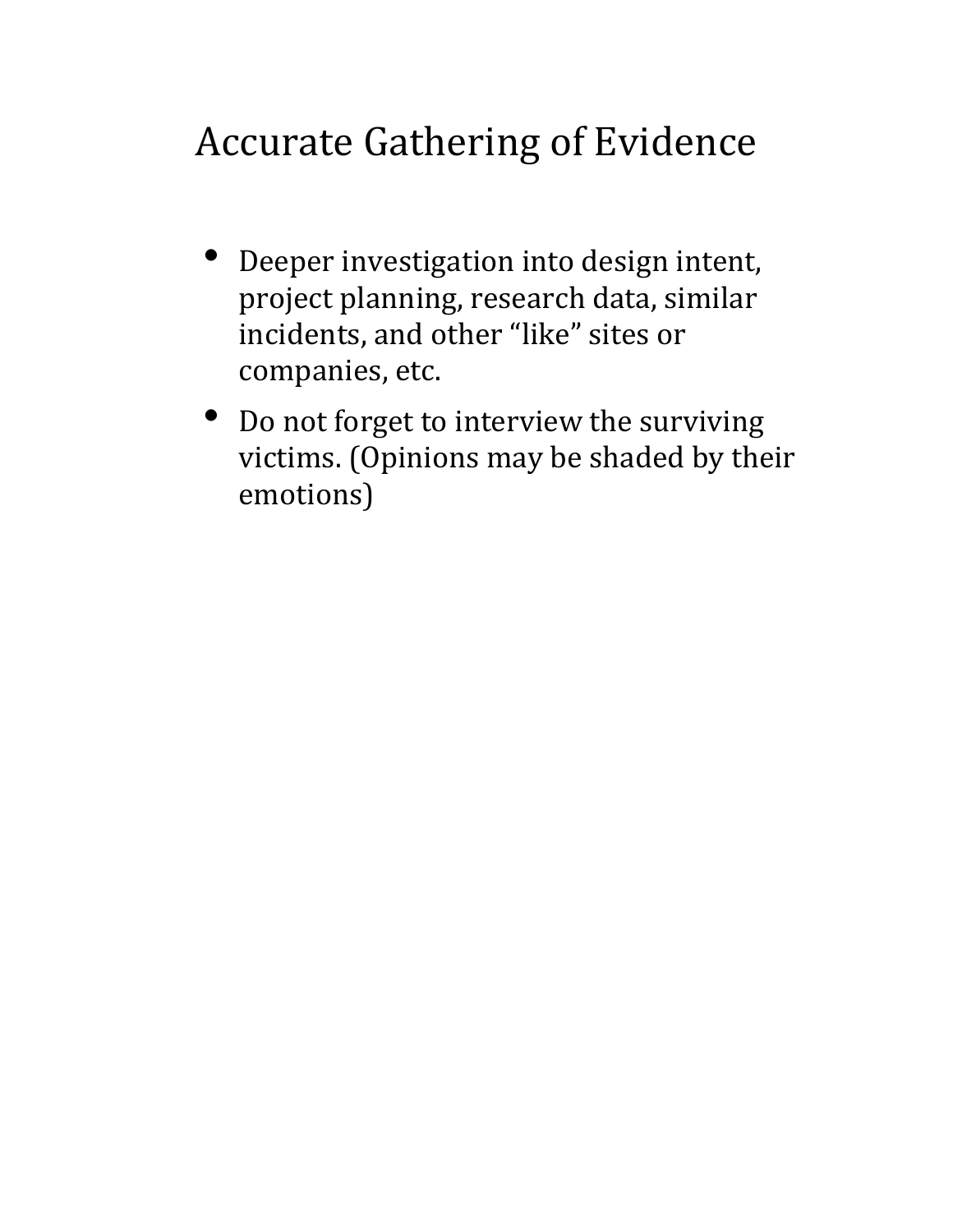# Accurate Gathering of Evidence

- Deeper investigation into design intent, project planning, research data, similar incidents, and other “like” sites or companies, etc.
- Do not forget to interview the surviving victims. (Opinions may be shaded by their emotions)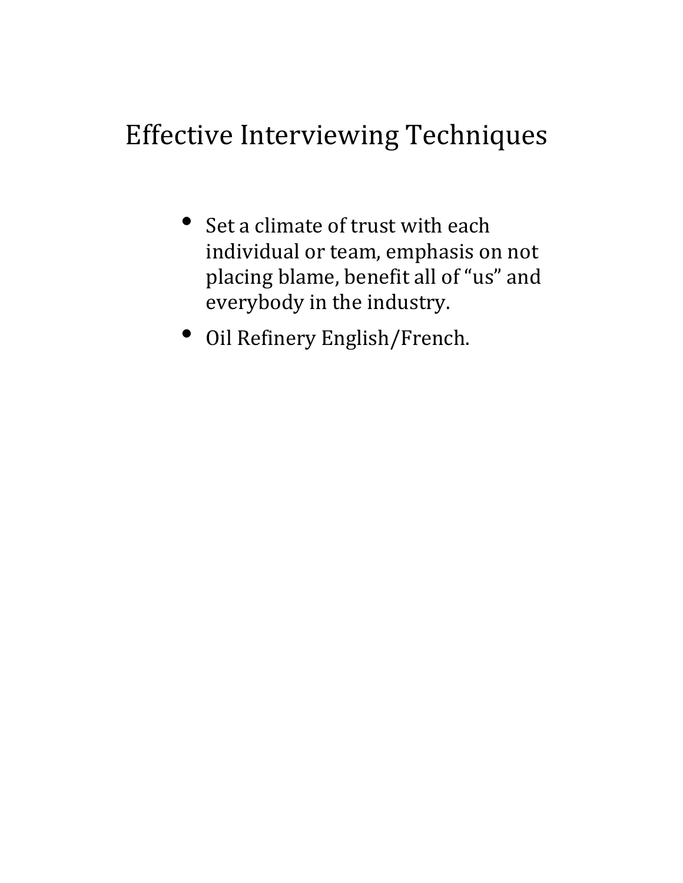# Effective Interviewing Techniques

- Set a climate of trust with each individual or team, emphasis on not placing blame, benefit all of “us” and everybody in the industry.
- Oil Refinery English/French.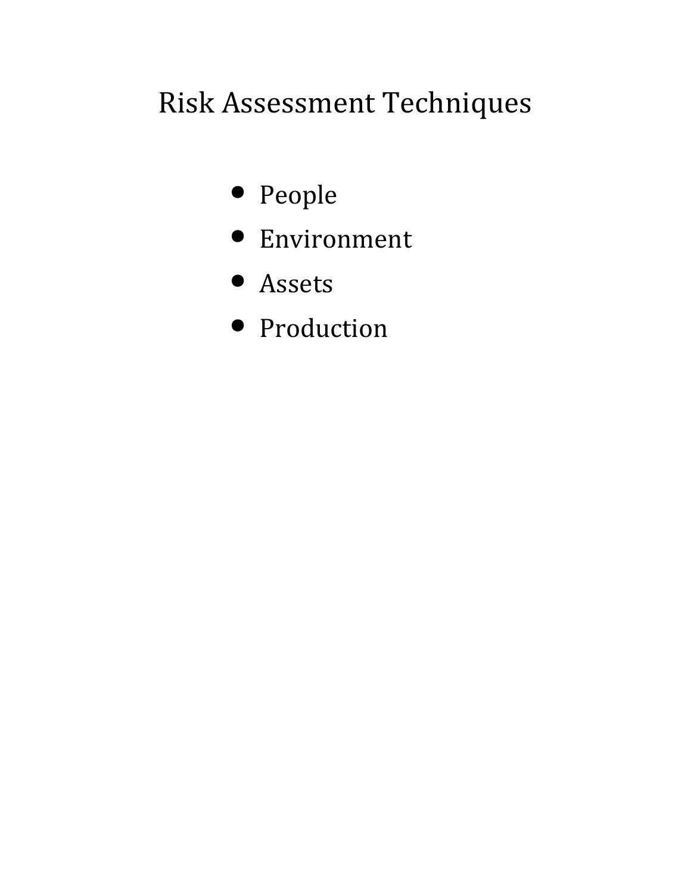# Risk Assessment Techniques

- People
- Environment
- Assets
- Production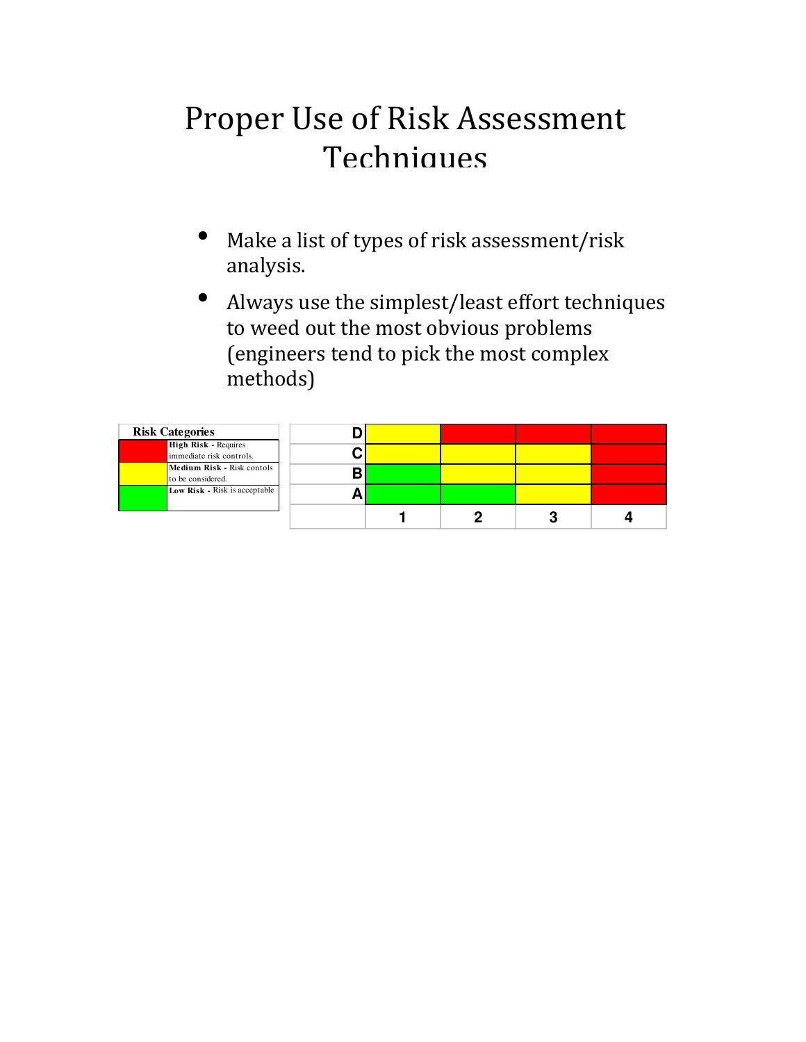# Proper Use of Risk Assessment Techniques

- Make a list of types of risk assessment/risk analysis.
- Always use the simplest/least effort techniques to weed out the most obvious problems (engineers tend to pick the most complex methods)

| Risk Categories | |
|---|---|
| (Red) | **High Risk** - Requires immediate risk controls. |
| (Yellow) | **Medium Risk** - Risk contols to be considered. |
| (Green) | **Low Risk** - Risk is acceptable |

| | 1 | 2 | 3 | 4 |
|---|---|---|---|---|
| **D** | Yellow | Red | Red | Red |
| **C** | Yellow | Yellow | Yellow | Red |
| **B** | Green | Yellow | Yellow | Red |
| **A** | Green | Green | Yellow | Red |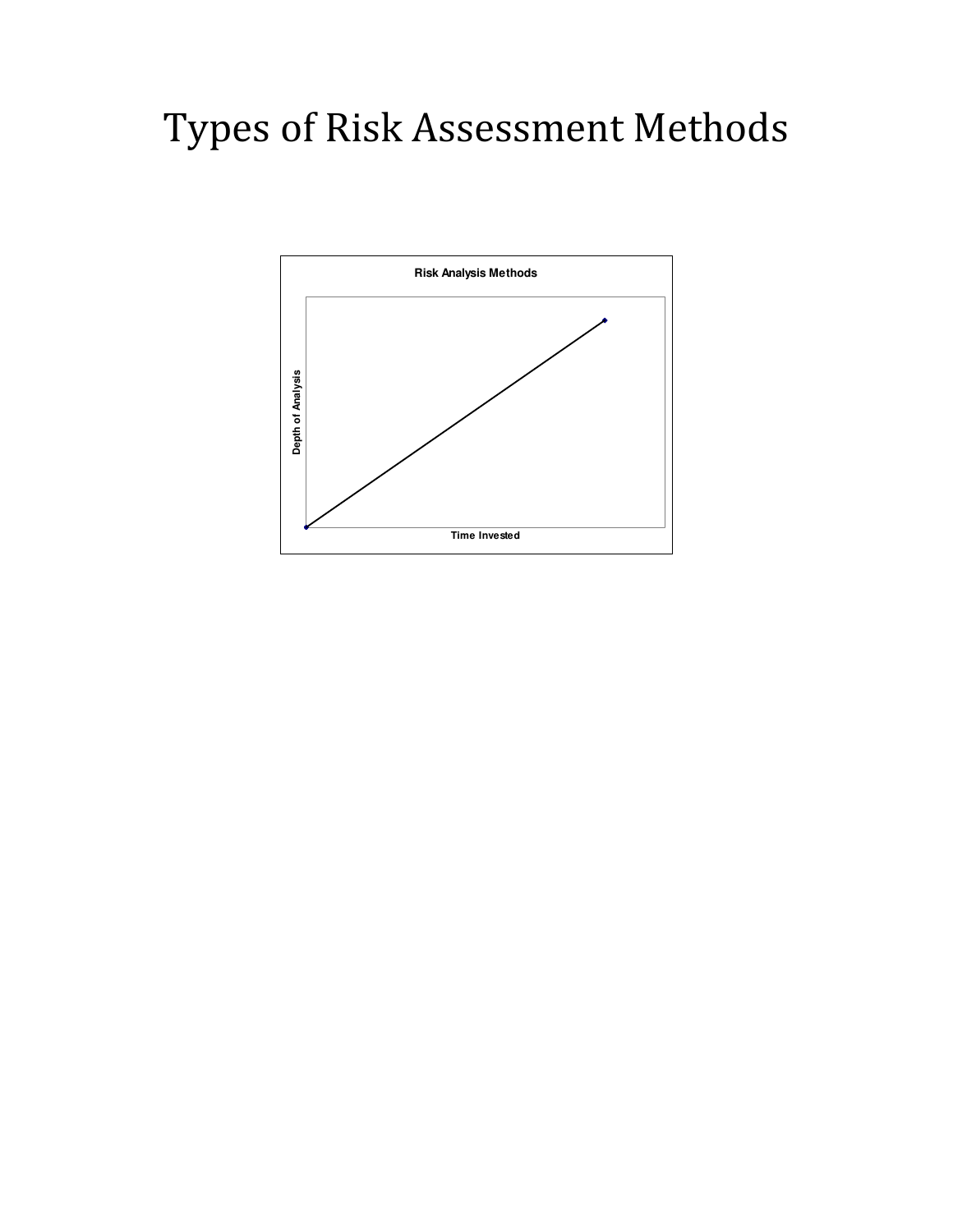# Types of Risk Assessment Methods

Risk Analysis Methods

Depth of Analysis

Time Invested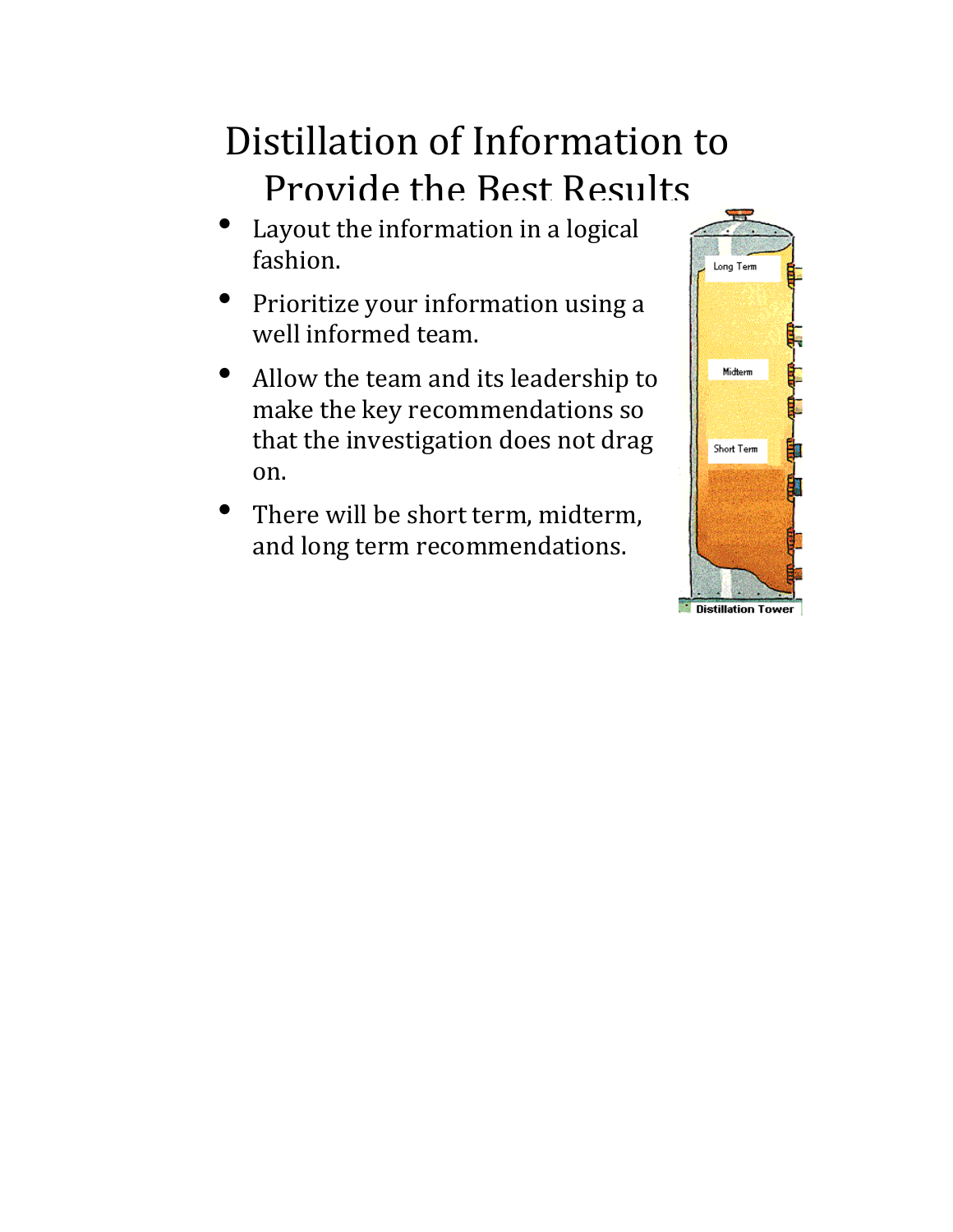# Distillation of Information to Provide the Best Results

- Layout the information in a logical fashion.
- Prioritize your information using a well informed team.
- Allow the team and its leadership to make the key recommendations so that the investigation does not drag on.
- There will be short term, midterm, and long term recommendations.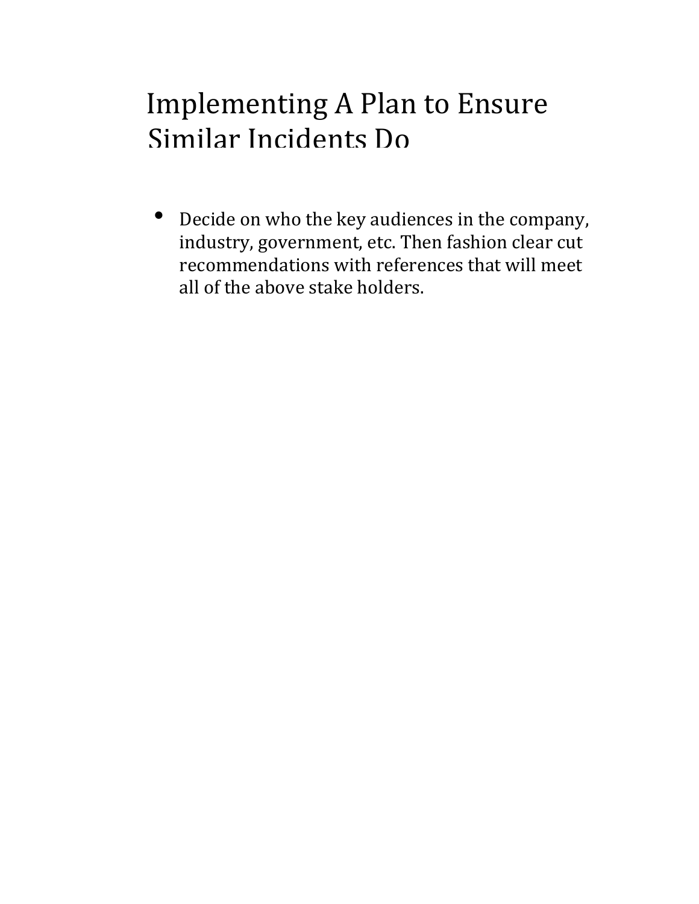# Implementing A Plan to Ensure Similar Incidents Do

- Decide on who the key audiences in the company, industry, government, etc. Then fashion clear cut recommendations with references that will meet all of the above stake holders.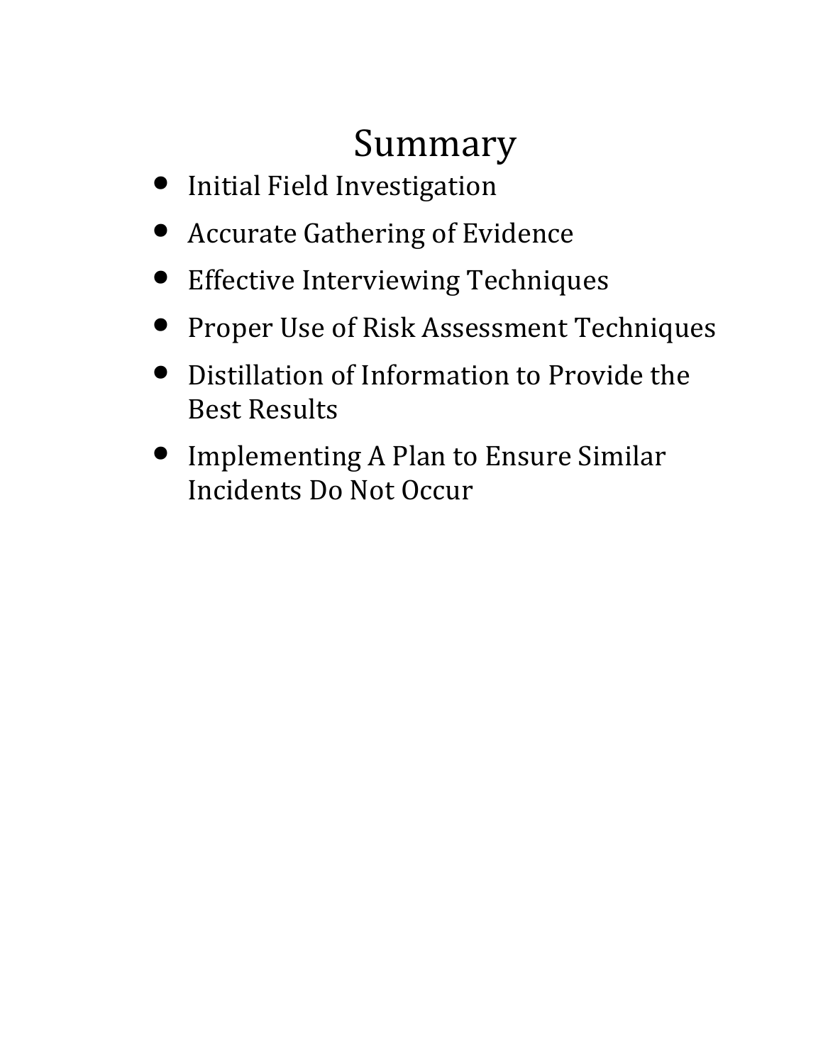# Summary

- Initial Field Investigation
- Accurate Gathering of Evidence
- Effective Interviewing Techniques
- Proper Use of Risk Assessment Techniques
- Distillation of Information to Provide the Best Results
- Implementing A Plan to Ensure Similar Incidents Do Not Occur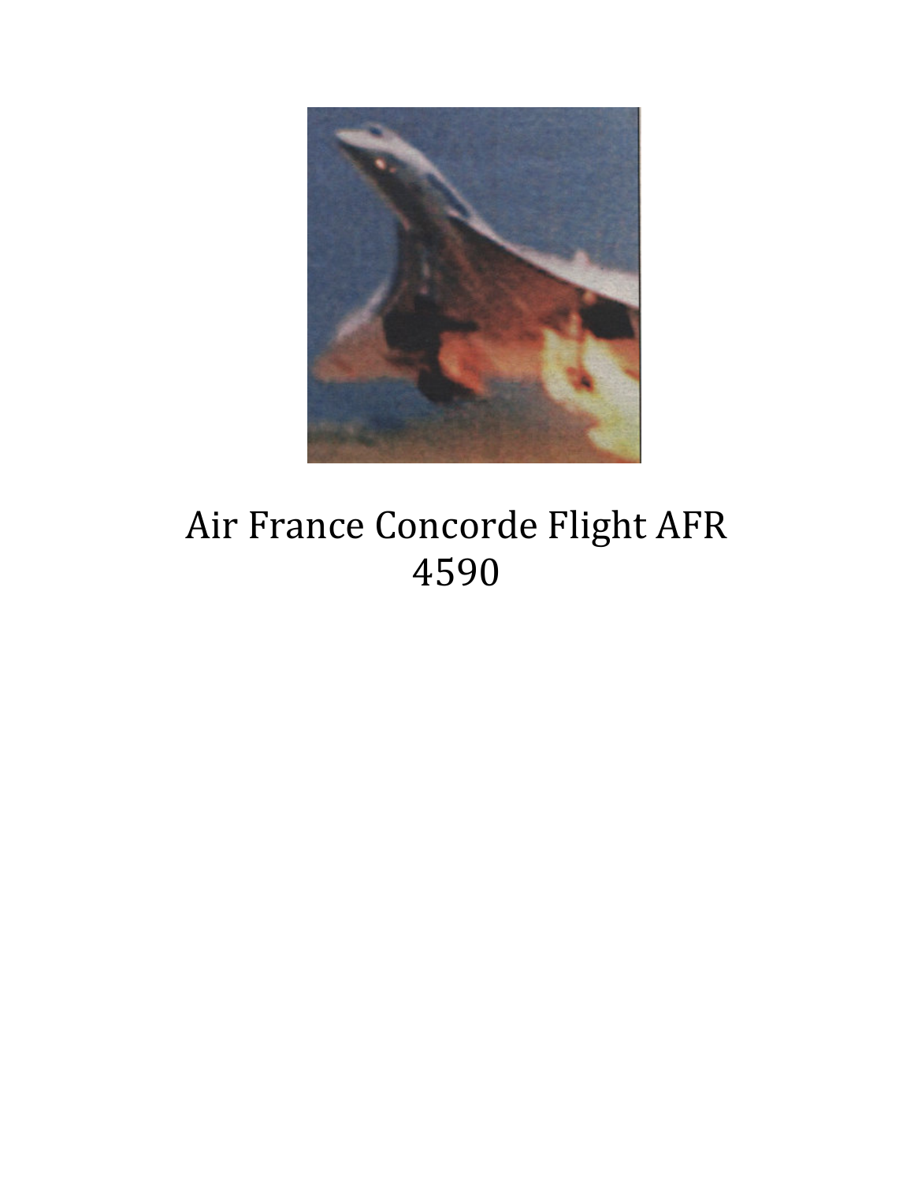Air France Concorde Flight AFR 4590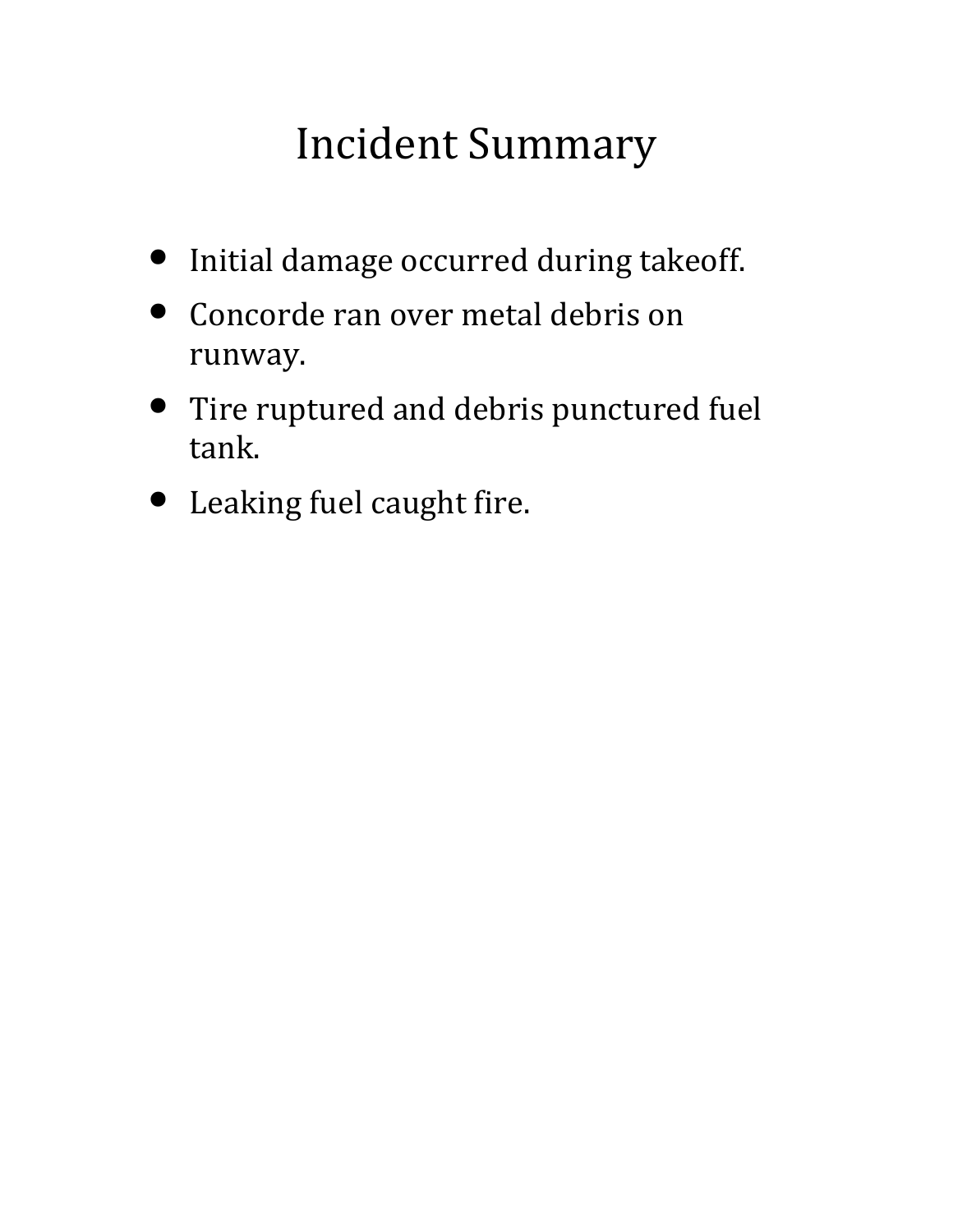# Incident Summary

- Initial damage occurred during takeoff.
- Concorde ran over metal debris on runway.
- Tire ruptured and debris punctured fuel tank.
- Leaking fuel caught fire.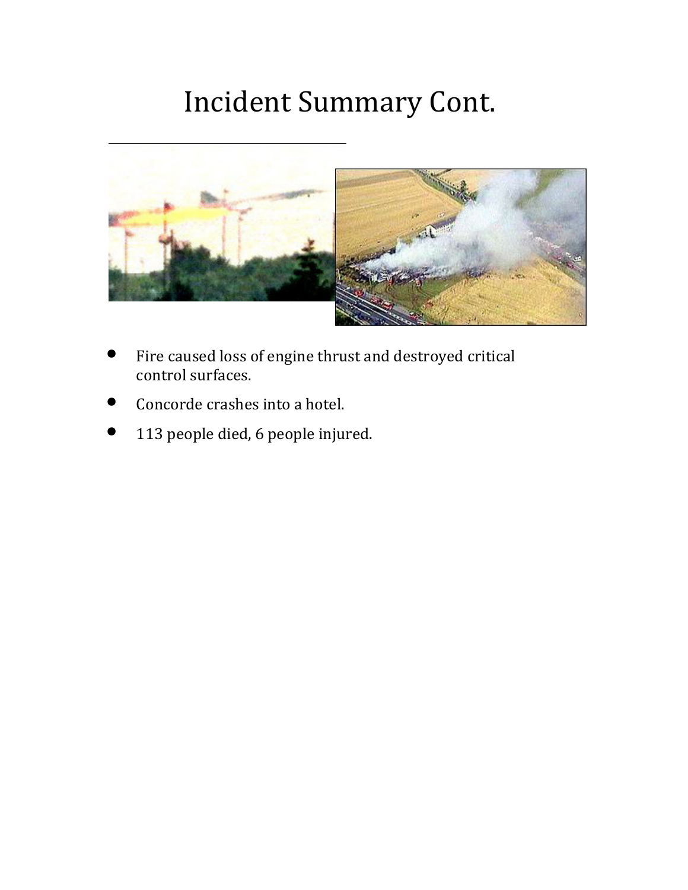# Incident Summary Cont.

- Fire caused loss of engine thrust and destroyed critical control surfaces.
- Concorde crashes into a hotel.
- 113 people died, 6 people injured.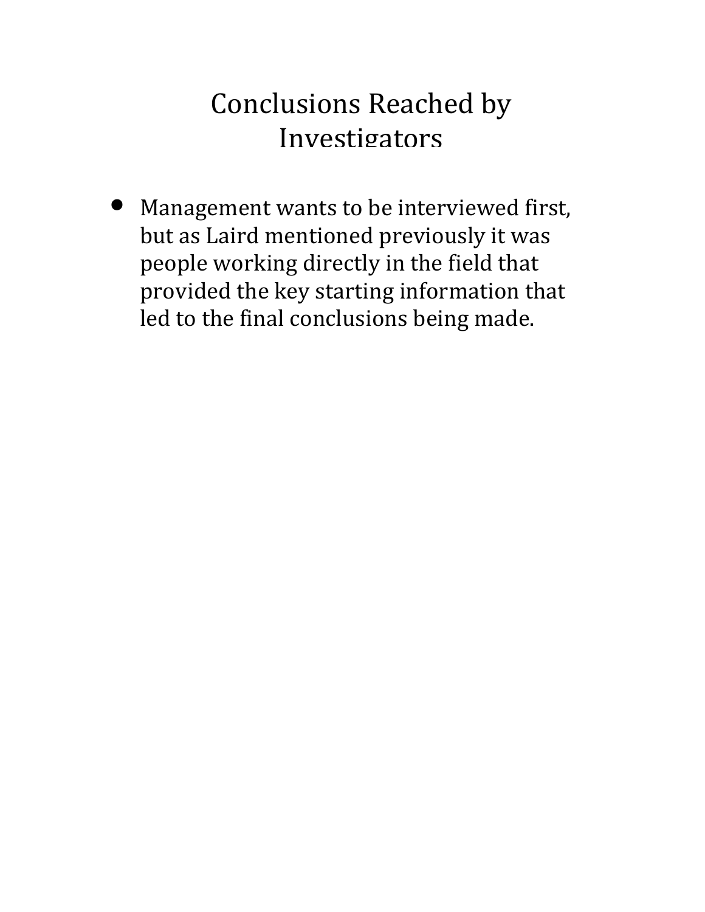# Conclusions Reached by Investigators

- Management wants to be interviewed first, but as Laird mentioned previously it was people working directly in the field that provided the key starting information that led to the final conclusions being made.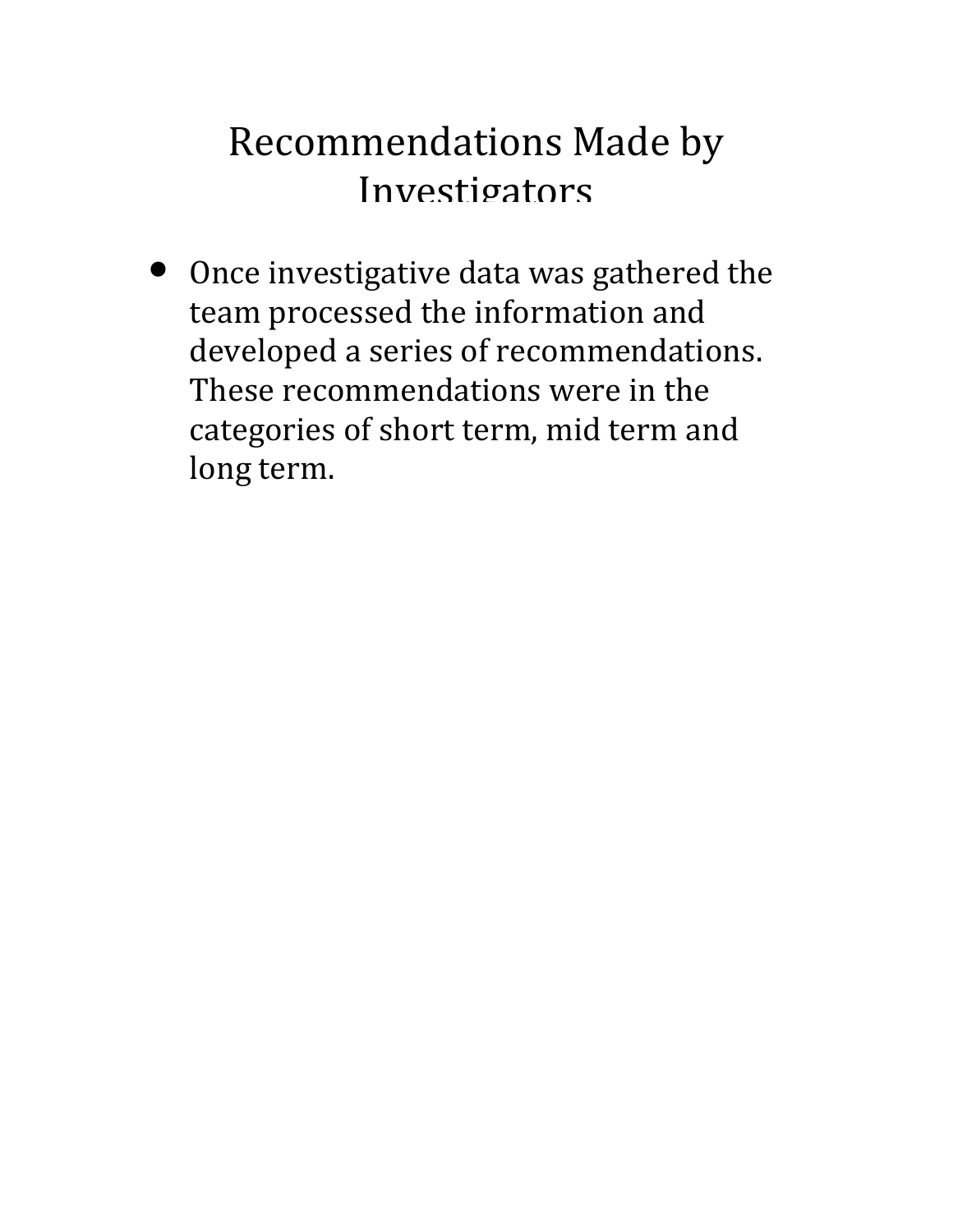# Recommendations Made by Investigators

- Once investigative data was gathered the team processed the information and developed a series of recommendations. These recommendations were in the categories of short term, mid term and long term.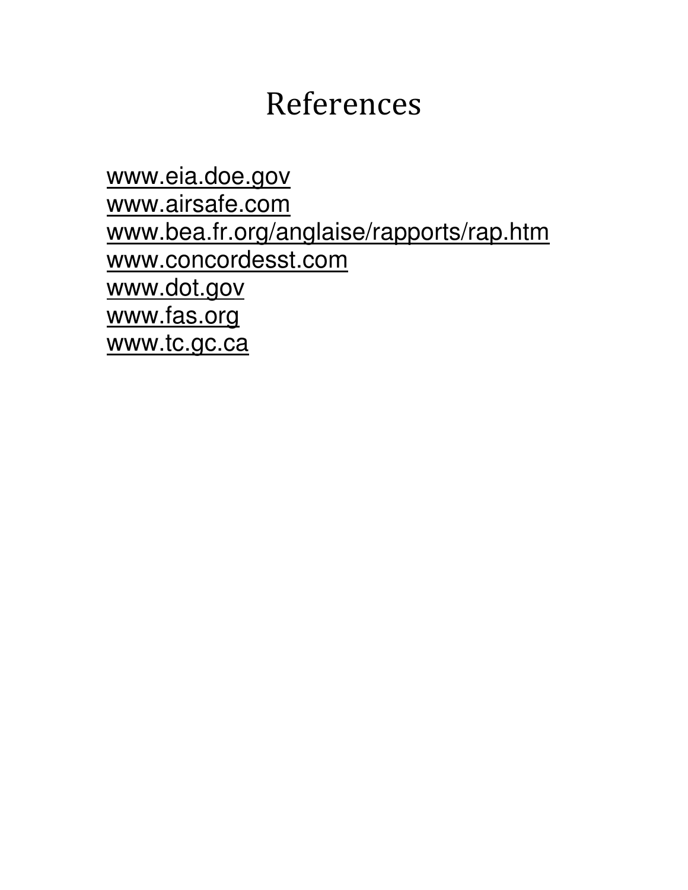# References

www.eia.doe.gov
www.airsafe.com
www.bea.fr.org/anglaise/rapports/rap.htm
www.concordesst.com
www.dot.gov
www.fas.org
www.tc.gc.ca